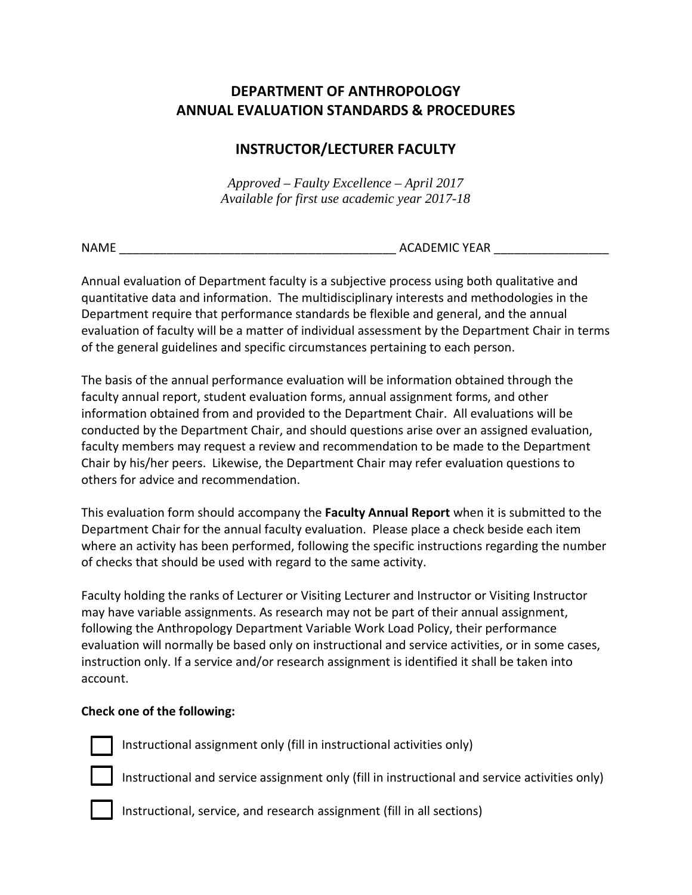# DEPARTMENT OF ANTHROPOLOGY
# ANNUAL EVALUATION STANDARDS & PROCEDURES

## INSTRUCTOR/LECTURER FACULTY

*Approved – Faulty Excellence – April 2017*
*Available for first use academic year 2017-18*

NAME ________________________________________ ACADEMIC YEAR ________________

Annual evaluation of Department faculty is a subjective process using both qualitative and quantitative data and information. The multidisciplinary interests and methodologies in the Department require that performance standards be flexible and general, and the annual evaluation of faculty will be a matter of individual assessment by the Department Chair in terms of the general guidelines and specific circumstances pertaining to each person.

The basis of the annual performance evaluation will be information obtained through the faculty annual report, student evaluation forms, annual assignment forms, and other information obtained from and provided to the Department Chair. All evaluations will be conducted by the Department Chair, and should questions arise over an assigned evaluation, faculty members may request a review and recommendation to be made to the Department Chair by his/her peers. Likewise, the Department Chair may refer evaluation questions to others for advice and recommendation.

This evaluation form should accompany the **Faculty Annual Report** when it is submitted to the Department Chair for the annual faculty evaluation. Please place a check beside each item where an activity has been performed, following the specific instructions regarding the number of checks that should be used with regard to the same activity.

Faculty holding the ranks of Lecturer or Visiting Lecturer and Instructor or Visiting Instructor may have variable assignments. As research may not be part of their annual assignment, following the Anthropology Department Variable Work Load Policy, their performance evaluation will normally be based only on instructional and service activities, or in some cases, instruction only. If a service and/or research assignment is identified it shall be taken into account.

**Check one of the following:**

☐ Instructional assignment only (fill in instructional activities only)

☐ Instructional and service assignment only (fill in instructional and service activities only)

☐ Instructional, service, and research assignment (fill in all sections)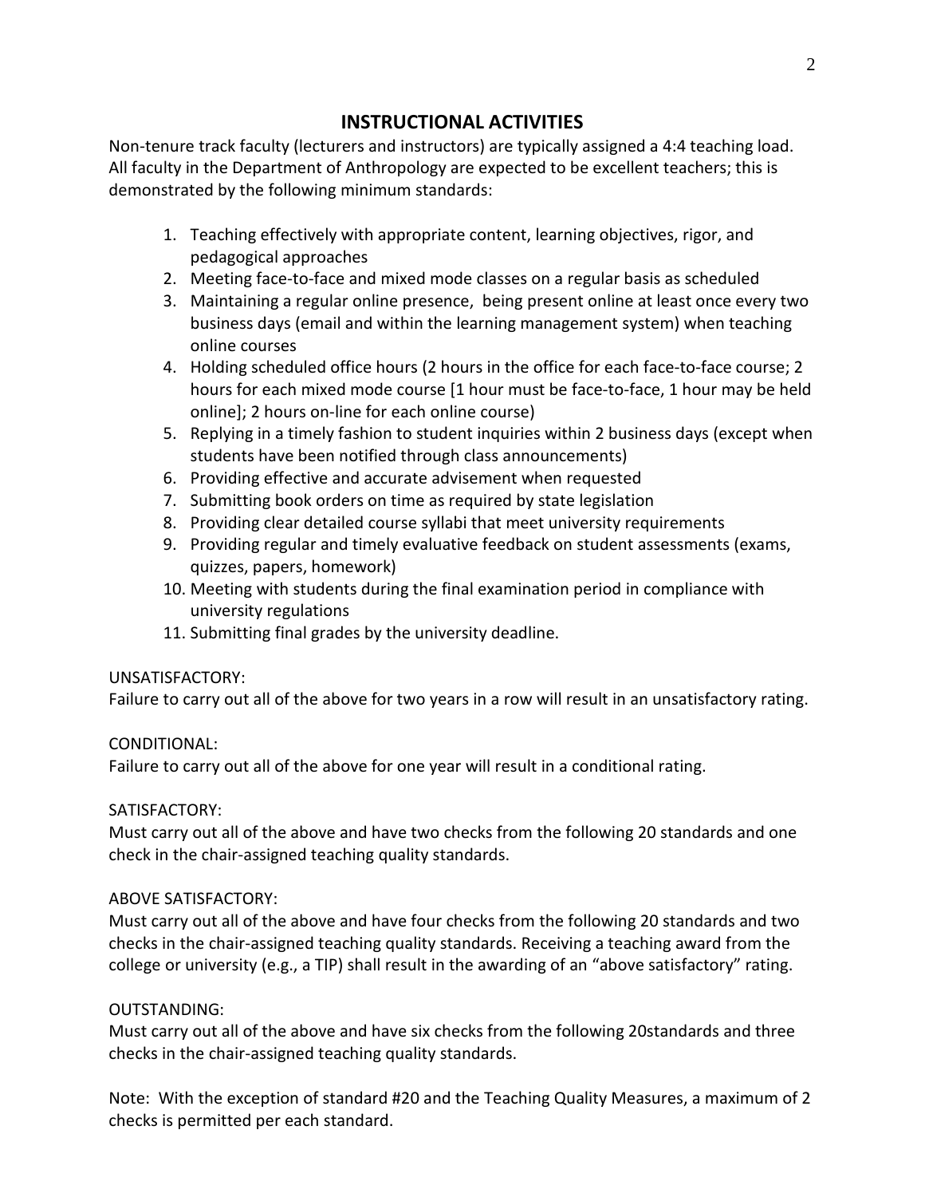## INSTRUCTIONAL ACTIVITIES

Non-tenure track faculty (lecturers and instructors) are typically assigned a 4:4 teaching load. All faculty in the Department of Anthropology are expected to be excellent teachers; this is demonstrated by the following minimum standards:

1. Teaching effectively with appropriate content, learning objectives, rigor, and pedagogical approaches
2. Meeting face-to-face and mixed mode classes on a regular basis as scheduled
3. Maintaining a regular online presence, being present online at least once every two business days (email and within the learning management system) when teaching online courses
4. Holding scheduled office hours (2 hours in the office for each face-to-face course; 2 hours for each mixed mode course [1 hour must be face-to-face, 1 hour may be held online]; 2 hours on-line for each online course)
5. Replying in a timely fashion to student inquiries within 2 business days (except when students have been notified through class announcements)
6. Providing effective and accurate advisement when requested
7. Submitting book orders on time as required by state legislation
8. Providing clear detailed course syllabi that meet university requirements
9. Providing regular and timely evaluative feedback on student assessments (exams, quizzes, papers, homework)
10. Meeting with students during the final examination period in compliance with university regulations
11. Submitting final grades by the university deadline.

UNSATISFACTORY:
Failure to carry out all of the above for two years in a row will result in an unsatisfactory rating.

CONDITIONAL:
Failure to carry out all of the above for one year will result in a conditional rating.

SATISFACTORY:
Must carry out all of the above and have two checks from the following 20 standards and one check in the chair-assigned teaching quality standards.

ABOVE SATISFACTORY:
Must carry out all of the above and have four checks from the following 20 standards and two checks in the chair-assigned teaching quality standards. Receiving a teaching award from the college or university (e.g., a TIP) shall result in the awarding of an "above satisfactory" rating.

OUTSTANDING:
Must carry out all of the above and have six checks from the following 20standards and three checks in the chair-assigned teaching quality standards.

Note: With the exception of standard #20 and the Teaching Quality Measures, a maximum of 2 checks is permitted per each standard.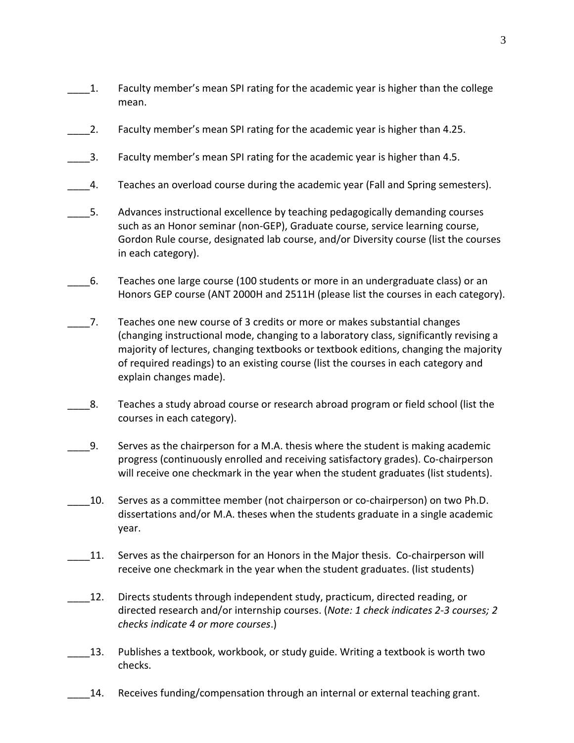____1. Faculty member's mean SPI rating for the academic year is higher than the college mean.

____2. Faculty member's mean SPI rating for the academic year is higher than 4.25.

____3. Faculty member's mean SPI rating for the academic year is higher than 4.5.

____4. Teaches an overload course during the academic year (Fall and Spring semesters).

____5. Advances instructional excellence by teaching pedagogically demanding courses such as an Honor seminar (non-GEP), Graduate course, service learning course, Gordon Rule course, designated lab course, and/or Diversity course (list the courses in each category).

____6. Teaches one large course (100 students or more in an undergraduate class) or an Honors GEP course (ANT 2000H and 2511H (please list the courses in each category).

____7. Teaches one new course of 3 credits or more or makes substantial changes (changing instructional mode, changing to a laboratory class, significantly revising a majority of lectures, changing textbooks or textbook editions, changing the majority of required readings) to an existing course (list the courses in each category and explain changes made).

____8. Teaches a study abroad course or research abroad program or field school (list the courses in each category).

____9. Serves as the chairperson for a M.A. thesis where the student is making academic progress (continuously enrolled and receiving satisfactory grades). Co-chairperson will receive one checkmark in the year when the student graduates (list students).

____10. Serves as a committee member (not chairperson or co-chairperson) on two Ph.D. dissertations and/or M.A. theses when the students graduate in a single academic year.

____11. Serves as the chairperson for an Honors in the Major thesis. Co-chairperson will receive one checkmark in the year when the student graduates. (list students)

____12. Directs students through independent study, practicum, directed reading, or directed research and/or internship courses. (*Note: 1 check indicates 2-3 courses; 2 checks indicate 4 or more courses*.)

____13. Publishes a textbook, workbook, or study guide. Writing a textbook is worth two checks.

____14. Receives funding/compensation through an internal or external teaching grant.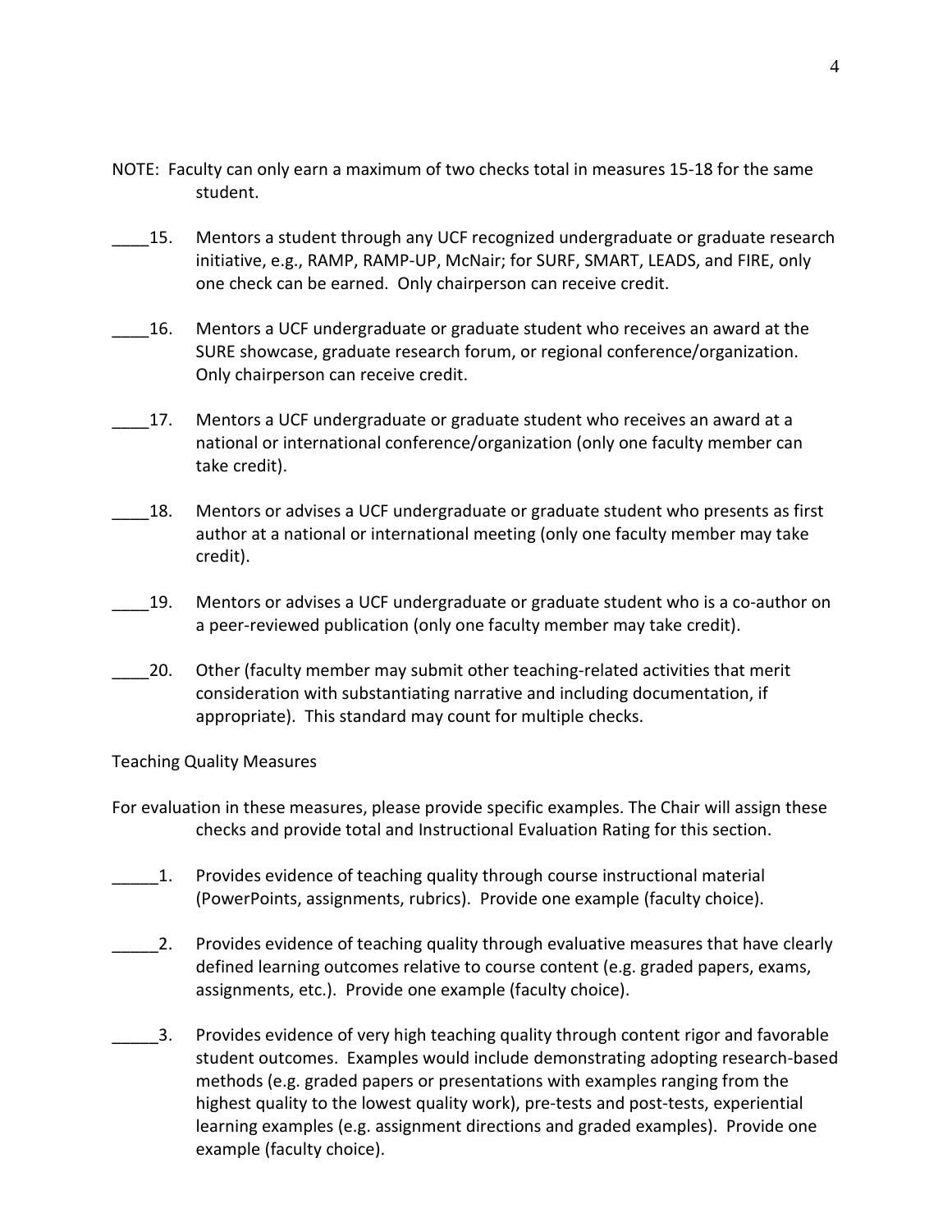NOTE: Faculty can only earn a maximum of two checks total in measures 15-18 for the same student.

____15. Mentors a student through any UCF recognized undergraduate or graduate research initiative, e.g., RAMP, RAMP-UP, McNair; for SURF, SMART, LEADS, and FIRE, only one check can be earned. Only chairperson can receive credit.

____16. Mentors a UCF undergraduate or graduate student who receives an award at the SURE showcase, graduate research forum, or regional conference/organization. Only chairperson can receive credit.

____17. Mentors a UCF undergraduate or graduate student who receives an award at a national or international conference/organization (only one faculty member can take credit).

____18. Mentors or advises a UCF undergraduate or graduate student who presents as first author at a national or international meeting (only one faculty member may take credit).

____19. Mentors or advises a UCF undergraduate or graduate student who is a co-author on a peer-reviewed publication (only one faculty member may take credit).

____20. Other (faculty member may submit other teaching-related activities that merit consideration with substantiating narrative and including documentation, if appropriate). This standard may count for multiple checks.

Teaching Quality Measures

For evaluation in these measures, please provide specific examples. The Chair will assign these checks and provide total and Instructional Evaluation Rating for this section.

_____1. Provides evidence of teaching quality through course instructional material (PowerPoints, assignments, rubrics). Provide one example (faculty choice).

_____2. Provides evidence of teaching quality through evaluative measures that have clearly defined learning outcomes relative to course content (e.g. graded papers, exams, assignments, etc.). Provide one example (faculty choice).

_____3. Provides evidence of very high teaching quality through content rigor and favorable student outcomes. Examples would include demonstrating adopting research-based methods (e.g. graded papers or presentations with examples ranging from the highest quality to the lowest quality work), pre-tests and post-tests, experiential learning examples (e.g. assignment directions and graded examples). Provide one example (faculty choice).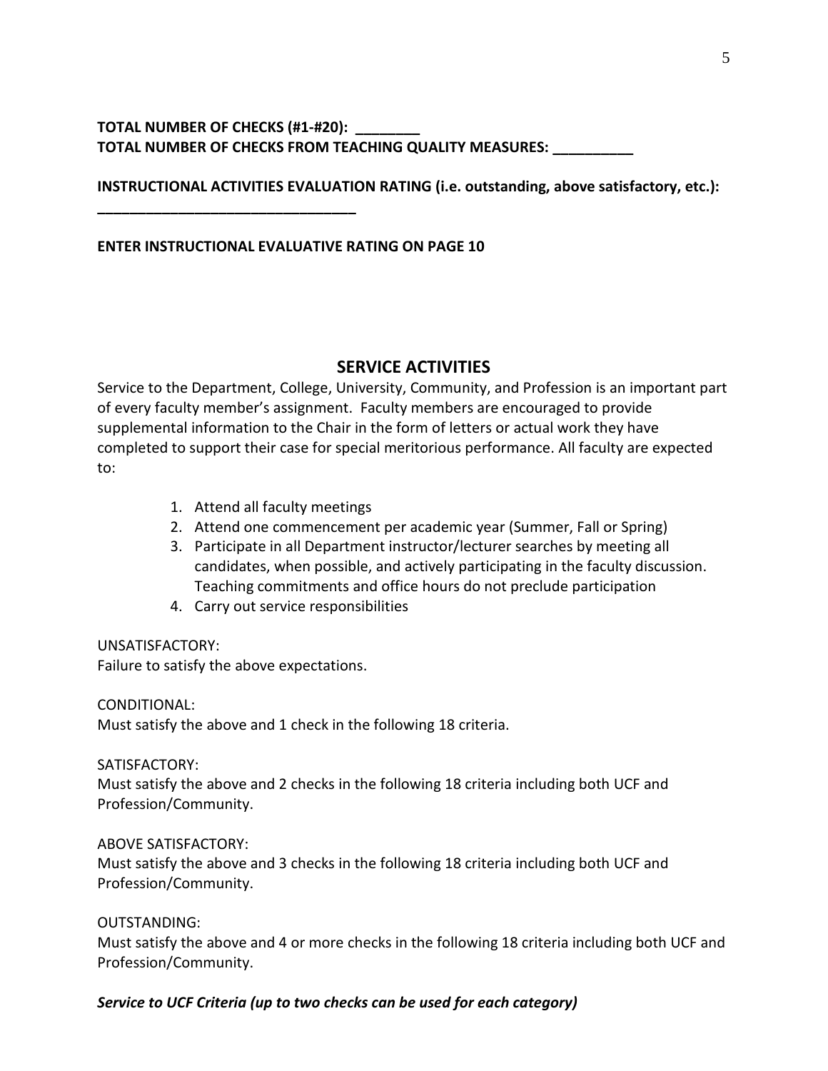**TOTAL NUMBER OF CHECKS (#1-#20): ________**

**TOTAL NUMBER OF CHECKS FROM TEACHING QUALITY MEASURES: __________**

**INSTRUCTIONAL ACTIVITIES EVALUATION RATING (i.e. outstanding, above satisfactory, etc.): ________________________________**

**ENTER INSTRUCTIONAL EVALUATIVE RATING ON PAGE 10**

## SERVICE ACTIVITIES

Service to the Department, College, University, Community, and Profession is an important part of every faculty member's assignment. Faculty members are encouraged to provide supplemental information to the Chair in the form of letters or actual work they have completed to support their case for special meritorious performance. All faculty are expected to:

1. Attend all faculty meetings
2. Attend one commencement per academic year (Summer, Fall or Spring)
3. Participate in all Department instructor/lecturer searches by meeting all candidates, when possible, and actively participating in the faculty discussion. Teaching commitments and office hours do not preclude participation
4. Carry out service responsibilities

UNSATISFACTORY:
Failure to satisfy the above expectations.

CONDITIONAL:
Must satisfy the above and 1 check in the following 18 criteria.

SATISFACTORY:
Must satisfy the above and 2 checks in the following 18 criteria including both UCF and Profession/Community.

ABOVE SATISFACTORY:
Must satisfy the above and 3 checks in the following 18 criteria including both UCF and Profession/Community.

OUTSTANDING:
Must satisfy the above and 4 or more checks in the following 18 criteria including both UCF and Profession/Community.

***Service to UCF Criteria (up to two checks can be used for each category)***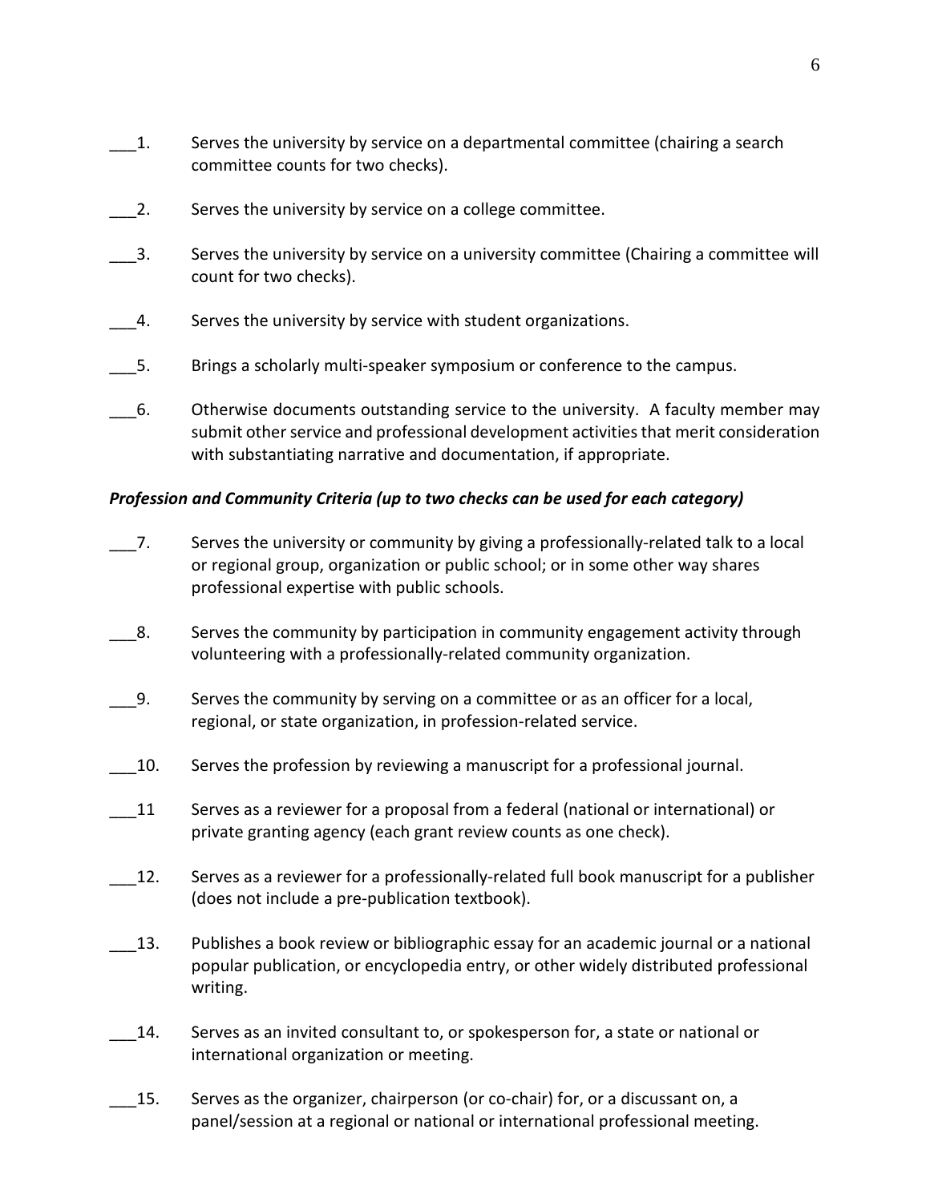___1. Serves the university by service on a departmental committee (chairing a search committee counts for two checks).

___2. Serves the university by service on a college committee.

___3. Serves the university by service on a university committee (Chairing a committee will count for two checks).

___4. Serves the university by service with student organizations.

___5. Brings a scholarly multi-speaker symposium or conference to the campus.

___6. Otherwise documents outstanding service to the university. A faculty member may submit other service and professional development activities that merit consideration with substantiating narrative and documentation, if appropriate.

***Profession and Community Criteria (up to two checks can be used for each category)***

___7. Serves the university or community by giving a professionally-related talk to a local or regional group, organization or public school; or in some other way shares professional expertise with public schools.

___8. Serves the community by participation in community engagement activity through volunteering with a professionally-related community organization.

___9. Serves the community by serving on a committee or as an officer for a local, regional, or state organization, in profession-related service.

___10. Serves the profession by reviewing a manuscript for a professional journal.

___11 Serves as a reviewer for a proposal from a federal (national or international) or private granting agency (each grant review counts as one check).

___12. Serves as a reviewer for a professionally-related full book manuscript for a publisher (does not include a pre-publication textbook).

___13. Publishes a book review or bibliographic essay for an academic journal or a national popular publication, or encyclopedia entry, or other widely distributed professional writing.

___14. Serves as an invited consultant to, or spokesperson for, a state or national or international organization or meeting.

___15. Serves as the organizer, chairperson (or co-chair) for, or a discussant on, a panel/session at a regional or national or international professional meeting.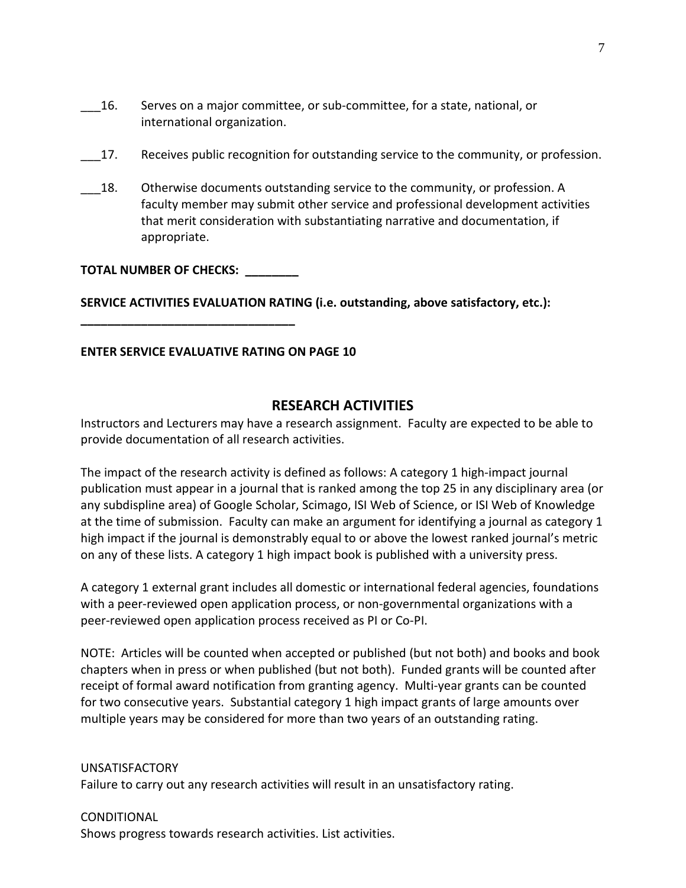___16. Serves on a major committee, or sub-committee, for a state, national, or international organization.

___17. Receives public recognition for outstanding service to the community, or profession.

___18. Otherwise documents outstanding service to the community, or profession. A faculty member may submit other service and professional development activities that merit consideration with substantiating narrative and documentation, if appropriate.

**TOTAL NUMBER OF CHECKS: ________**

**SERVICE ACTIVITIES EVALUATION RATING (i.e. outstanding, above satisfactory, etc.): ________________________________**

**ENTER SERVICE EVALUATIVE RATING ON PAGE 10**

## RESEARCH ACTIVITIES

Instructors and Lecturers may have a research assignment. Faculty are expected to be able to provide documentation of all research activities.

The impact of the research activity is defined as follows: A category 1 high-impact journal publication must appear in a journal that is ranked among the top 25 in any disciplinary area (or any subdispline area) of Google Scholar, Scimago, ISI Web of Science, or ISI Web of Knowledge at the time of submission. Faculty can make an argument for identifying a journal as category 1 high impact if the journal is demonstrably equal to or above the lowest ranked journal's metric on any of these lists. A category 1 high impact book is published with a university press.

A category 1 external grant includes all domestic or international federal agencies, foundations with a peer-reviewed open application process, or non-governmental organizations with a peer-reviewed open application process received as PI or Co-PI.

NOTE: Articles will be counted when accepted or published (but not both) and books and book chapters when in press or when published (but not both). Funded grants will be counted after receipt of formal award notification from granting agency. Multi-year grants can be counted for two consecutive years. Substantial category 1 high impact grants of large amounts over multiple years may be considered for more than two years of an outstanding rating.

UNSATISFACTORY
Failure to carry out any research activities will result in an unsatisfactory rating.

CONDITIONAL
Shows progress towards research activities. List activities.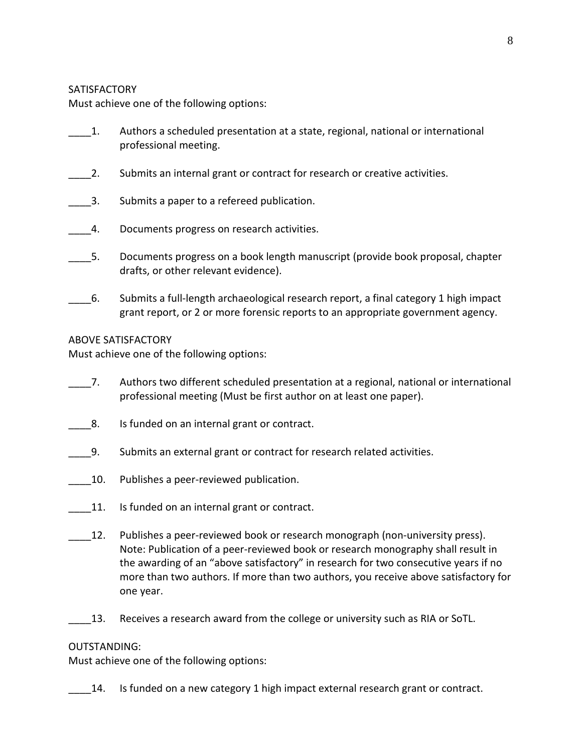SATISFACTORY
Must achieve one of the following options:

____1. Authors a scheduled presentation at a state, regional, national or international professional meeting.

____2. Submits an internal grant or contract for research or creative activities.

____3. Submits a paper to a refereed publication.

____4. Documents progress on research activities.

____5. Documents progress on a book length manuscript (provide book proposal, chapter drafts, or other relevant evidence).

____6. Submits a full-length archaeological research report, a final category 1 high impact grant report, or 2 or more forensic reports to an appropriate government agency.

ABOVE SATISFACTORY
Must achieve one of the following options:

____7. Authors two different scheduled presentation at a regional, national or international professional meeting (Must be first author on at least one paper).

____8. Is funded on an internal grant or contract.

____9. Submits an external grant or contract for research related activities.

____10. Publishes a peer-reviewed publication.

____11. Is funded on an internal grant or contract.

____12. Publishes a peer-reviewed book or research monograph (non-university press). Note: Publication of a peer-reviewed book or research monography shall result in the awarding of an "above satisfactory" in research for two consecutive years if no more than two authors. If more than two authors, you receive above satisfactory for one year.

____13. Receives a research award from the college or university such as RIA or SoTL.

OUTSTANDING:
Must achieve one of the following options:

____14. Is funded on a new category 1 high impact external research grant or contract.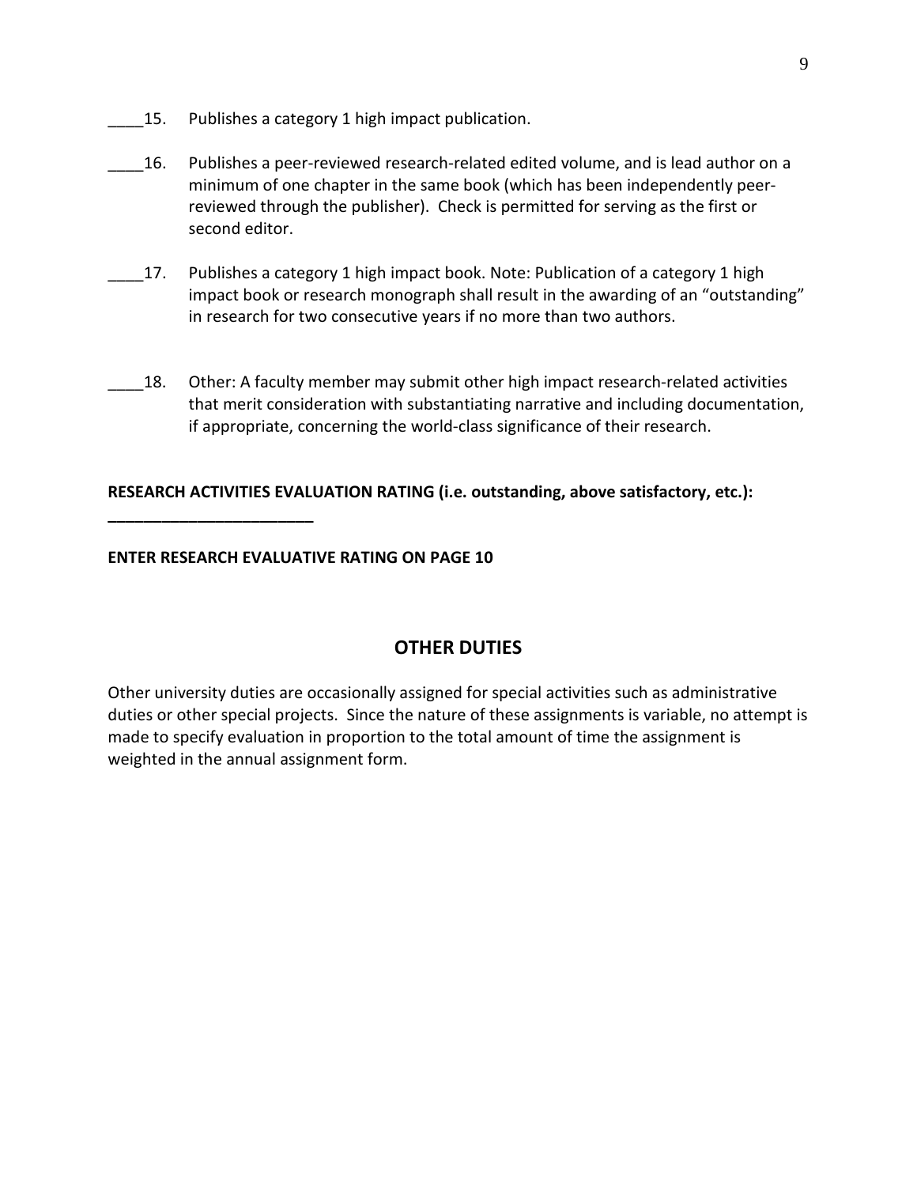____15. Publishes a category 1 high impact publication.

____16. Publishes a peer-reviewed research-related edited volume, and is lead author on a minimum of one chapter in the same book (which has been independently peer-reviewed through the publisher). Check is permitted for serving as the first or second editor.

____17. Publishes a category 1 high impact book. Note: Publication of a category 1 high impact book or research monograph shall result in the awarding of an "outstanding" in research for two consecutive years if no more than two authors.

____18. Other: A faculty member may submit other high impact research-related activities that merit consideration with substantiating narrative and including documentation, if appropriate, concerning the world-class significance of their research.

**RESEARCH ACTIVITIES EVALUATION RATING (i.e. outstanding, above satisfactory, etc.): _______________________**

**ENTER RESEARCH EVALUATIVE RATING ON PAGE 10**

## OTHER DUTIES

Other university duties are occasionally assigned for special activities such as administrative duties or other special projects. Since the nature of these assignments is variable, no attempt is made to specify evaluation in proportion to the total amount of time the assignment is weighted in the annual assignment form.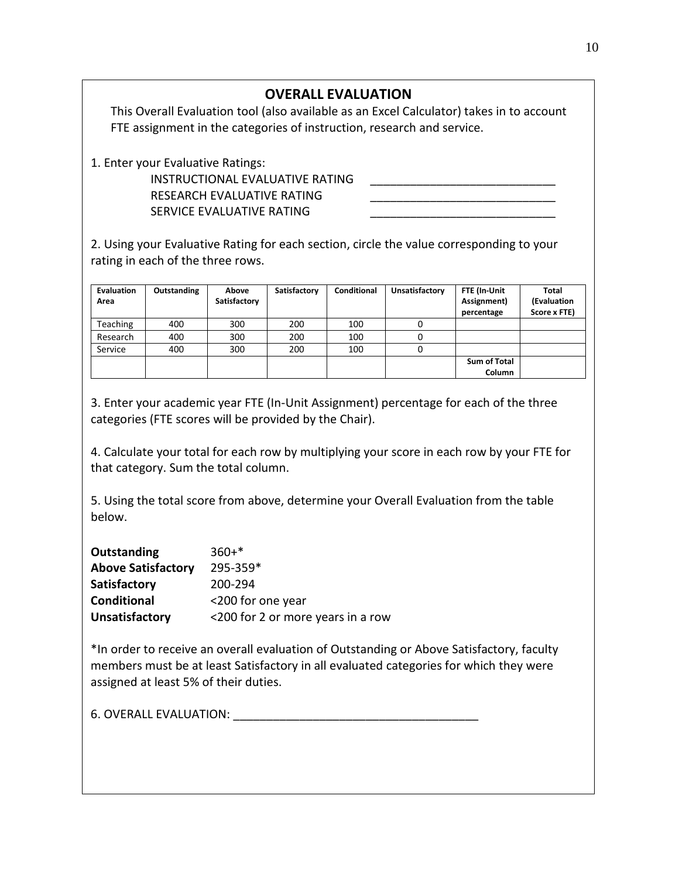## OVERALL EVALUATION

This Overall Evaluation tool (also available as an Excel Calculator) takes in to account FTE assignment in the categories of instruction, research and service.

1. Enter your Evaluative Ratings:

   INSTRUCTIONAL EVALUATIVE RATING ___________________________

   RESEARCH EVALUATIVE RATING ___________________________

   SERVICE EVALUATIVE RATING ___________________________

2. Using your Evaluative Rating for each section, circle the value corresponding to your rating in each of the three rows.

| Evaluation Area | Outstanding | Above Satisfactory | Satisfactory | Conditional | Unsatisfactory | FTE (In-Unit Assignment) percentage | Total (Evaluation Score x FTE) |
|---|---|---|---|---|---|---|---|
| Teaching | 400 | 300 | 200 | 100 | 0 | | |
| Research | 400 | 300 | 200 | 100 | 0 | | |
| Service | 400 | 300 | 200 | 100 | 0 | | |
| | | | | | | **Sum of Total Column** | |

3. Enter your academic year FTE (In-Unit Assignment) percentage for each of the three categories (FTE scores will be provided by the Chair).

4. Calculate your total for each row by multiplying your score in each row by your FTE for that category. Sum the total column.

5. Using the total score from above, determine your Overall Evaluation from the table below.

| | |
|---|---|
| **Outstanding** | 360+* |
| **Above Satisfactory** | 295-359* |
| **Satisfactory** | 200-294 |
| **Conditional** | <200 for one year |
| **Unsatisfactory** | <200 for 2 or more years in a row |

*In order to receive an overall evaluation of Outstanding or Above Satisfactory, faculty members must be at least Satisfactory in all evaluated categories for which they were assigned at least 5% of their duties.

6. OVERALL EVALUATION: ____________________________________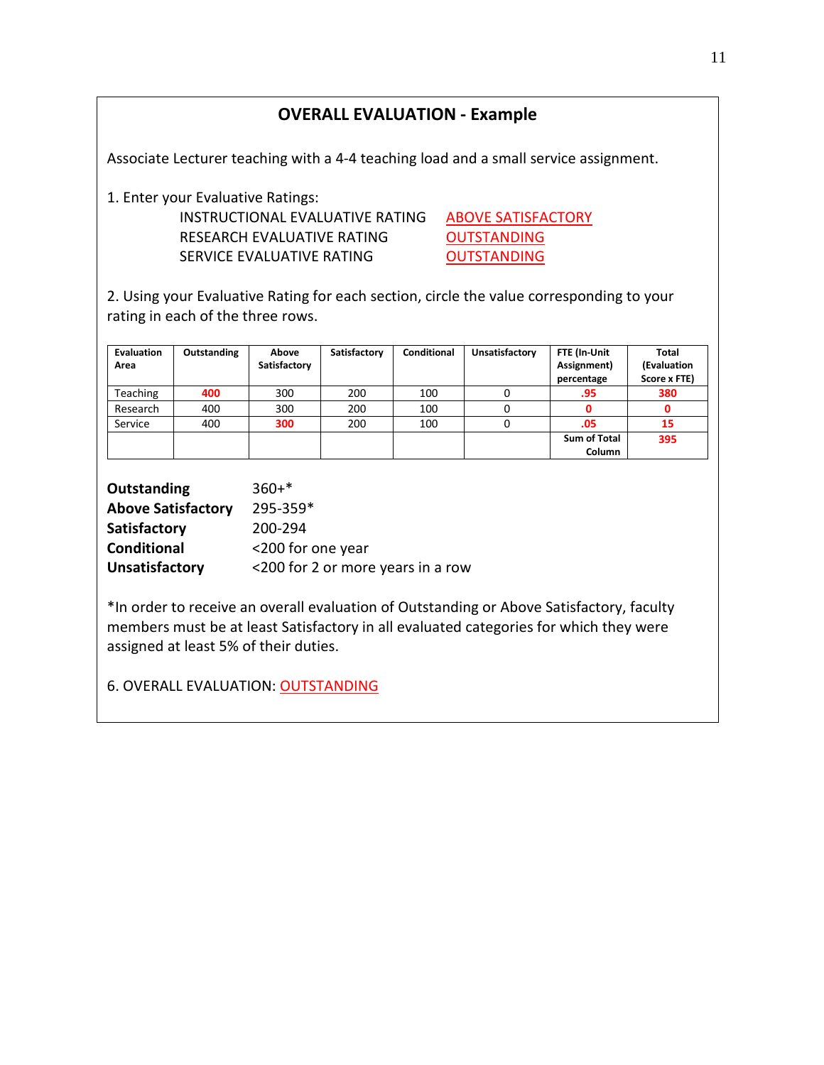## OVERALL EVALUATION - Example

Associate Lecturer teaching with a 4-4 teaching load and a small service assignment.

1. Enter your Evaluative Ratings:

   INSTRUCTIONAL EVALUATIVE RATING ABOVE SATISFACTORY
   RESEARCH EVALUATIVE RATING OUTSTANDING
   SERVICE EVALUATIVE RATING OUTSTANDING

2. Using your Evaluative Rating for each section, circle the value corresponding to your rating in each of the three rows.

| Evaluation Area | Outstanding | Above Satisfactory | Satisfactory | Conditional | Unsatisfactory | FTE (In-Unit Assignment) percentage | Total (Evaluation Score x FTE) |
|---|---|---|---|---|---|---|---|
| Teaching | **400** | 300 | 200 | 100 | 0 | **.95** | **380** |
| Research | 400 | 300 | 200 | 100 | 0 | **0** | **0** |
| Service | 400 | **300** | 200 | 100 | 0 | **.05** | **15** |
| | | | | | | Sum of Total Column | **395** |

| | |
|---|---|
| **Outstanding** | 360+* |
| **Above Satisfactory** | 295-359* |
| **Satisfactory** | 200-294 |
| **Conditional** | <200 for one year |
| **Unsatisfactory** | <200 for 2 or more years in a row |

*In order to receive an overall evaluation of Outstanding or Above Satisfactory, faculty members must be at least Satisfactory in all evaluated categories for which they were assigned at least 5% of their duties.

6. OVERALL EVALUATION: OUTSTANDING